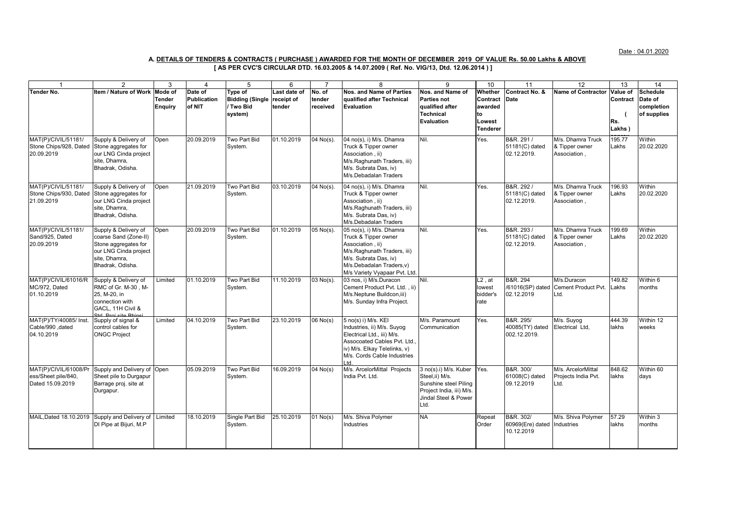Date : 04.01.2020

**A. DETAILS OF TENDERS & CONTRACTS ( PURCHASE ) AWARDED FOR THE MONTH OF DECEMBER 2019 OF VALUE Rs. 50.00 Lakhs & ABOVE**

**[ AS PER CVC'S CIRCULAR DTD. 16.03.2005 & 14.07.2009 ( Ref. No. VIG/13, Dtd. 12.06.2014 ) ]**

| 1 | 2 | 3 | 4 | 5 | 6 | 7 | 8 | 9 | 10 | 11 | 12 | 13 | 14 |
|---|---|---|---|---|---|---|---|---|---|---|---|---|---|
| **Tender No.** | **Item / Nature of Work** | **Mode of Tender Enquiry** | **Date of Publication of NIT** | **Type of Bidding (Single / Two Bid system)** | **Last date of receipt of tender** | **No. of tender received** | **Nos. and Name of Parties qualified after Technical Evaluation** | **Nos. and Name of Parties not qualified after Technical Evaluation** | **Whether Contract awarded to Lowest Tenderer** | **Contract No. & Date** | **Name of Contractor** | **Value of Contract ( Rs. Lakhs )** | **Schedule Date of completion of supplies** |
| MAT(P)/CIVIL/51181/ Stone Chips/928, Dated 20.09.2019 | Supply & Delivery of Stone aggregates for our LNG Cinda project site, Dhamra, Bhadrak, Odisha. | Open | 20.09.2019 | Two Part Bid System. | 01.10.2019 | 04 No(s). | 04 no(s), i) M/s. Dhamra Truck & Tipper owner Association , ii) M/s.Raghunath Traders, iii) M/s. Subrata Das, iv) M/s.Debadalan Traders | Nil. | Yes. | B&R. 291 / 51181(C) dated 02.12.2019. | M/s. Dhamra Truck & Tipper owner Association , | 195.77 Lakhs | Within 20.02.2020 |
| MAT(P)/CIVIL/51181/ Stone Chips/930, Dated 21.09.2019 | Supply & Delivery of Stone aggregates for our LNG Cinda project site, Dhamra, Bhadrak, Odisha. | Open | 21.09.2019 | Two Part Bid System. | 03.10.2019 | 04 No(s). | 04 no(s), i) M/s. Dhamra Truck & Tipper owner Association , ii) M/s.Raghunath Traders, iii) M/s. Subrata Das, iv) M/s.Debadalan Traders | Nil. | Yes. | B&R. 292 / 51181(C) dated 02.12.2019. | M/s. Dhamra Truck & Tipper owner Association , | 196.93 Lakhs | Within 20.02.2020 |
| MAT(P)/CIVIL/51181/ Sand/925, Dated 20.09.2019 | Supply & Delivery of coarse Sand (Zone-II) Stone aggregates for our LNG Cinda project site, Dhamra, Bhadrak, Odisha. | Open | 20.09.2019 | Two Part Bid System. | 01.10.2019 | 05 No(s). | 05 no(s), i) M/s. Dhamra Truck & Tipper owner Association , ii) M/s.Raghunath Traders, iii) M/s. Subrata Das, iv) M/s.Debadalan Traders,v) M/s Variety Vyapaar Pvt. Ltd. | Nil. | Yes. | B&R. 293 / 51181(C) dated 02.12.2019. | M/s. Dhamra Truck & Tipper owner Association , | 199.69 Lakhs | Within 20.02.2020 |
| MAT(P)/CIVIL/61016/R MC/972, Dated 01.10.2019 | Supply & Delivery of RMC of Gr. M-30 , M-25, M-20, in connection with GACL, 11H Civil & Strl. Proj site Bhinsi | Limited | 01.10.2019 | Two Part Bid System. | 11.10.2019 | 03 No(s). | 03 nos, i) M/s.Duracon Cement Product Pvt. Ltd. , ii) M/s.Neptune Buildcon,iii) M/s. Sunday Infra Project. | Nil. | L2 , at lowest bidder's rate | B&R. 294 /61016(SP) dated 02.12.2019 | M/s.Duracon Cement Product Pvt. Ltd. | 149.82 Lakhs | Within 6 months |
| MAT(P)/TY/40085/ Inst. Cable/990 ,dated 04.10.2019 | Supply of signal & control cables for ONGC Project | Limited | 04.10.2019 | Two Part Bid System. | 23.10.2019 | 06 No(s) | 5 no(s) i) M/s. KEI Industries, ii) M/s. Suyog Electrical Ltd., iii) M/s. Assocoated Cables Pvt. Ltd., iv) M/s. Elkay Telelinks, v) M/s. Cords Cable Industries Ltd. | M/s. Paramount Communication | Yes. | B&R. 295/ 40085(TY) dated 002.12.2019. | M/s. Suyog Electrical Ltd, | 444.39 lakhs | Within 12 weeks |
| MAT(P)/CIVIL/61008/Press/Sheet pile/840, Dated 15.09.2019 | Supply and Delivery of Sheet pile to Durgapur Barrage proj. site at Durgapur. | Open | 05.09.2019 | Two Part Bid System. | 16.09.2019 | 04 No(s) | M/s. ArcelorMittal Projects India Pvt. Ltd. | 3 no(s).i) M/s. Kuber Steel,ii) M/s. Sunshine steel Piling Project India, iii) M/s. Jindal Steel & Power Ltd. | Yes. | B&R. 300/ 61008(C) dated 09.12.2019 | M/s. ArcelorMittal Projects India Pvt. Ltd. | 848.62 lakhs | Within 60 days |
| MAIL,Dated 18.10.2019 | Supply and Delivery of DI Pipe at Bijuri, M.P | Limited | 18.10.2019 | Single Part Bid System. | 25.10.2019 | 01 No(s) | M/s. Shiva Polymer Industries | NA | Repeat Order | B&R. 302/ 60969(Ere) dated 10.12.2019 | M/s. Shiva Polymer Industries | 57.29 lakhs | Within 3 months |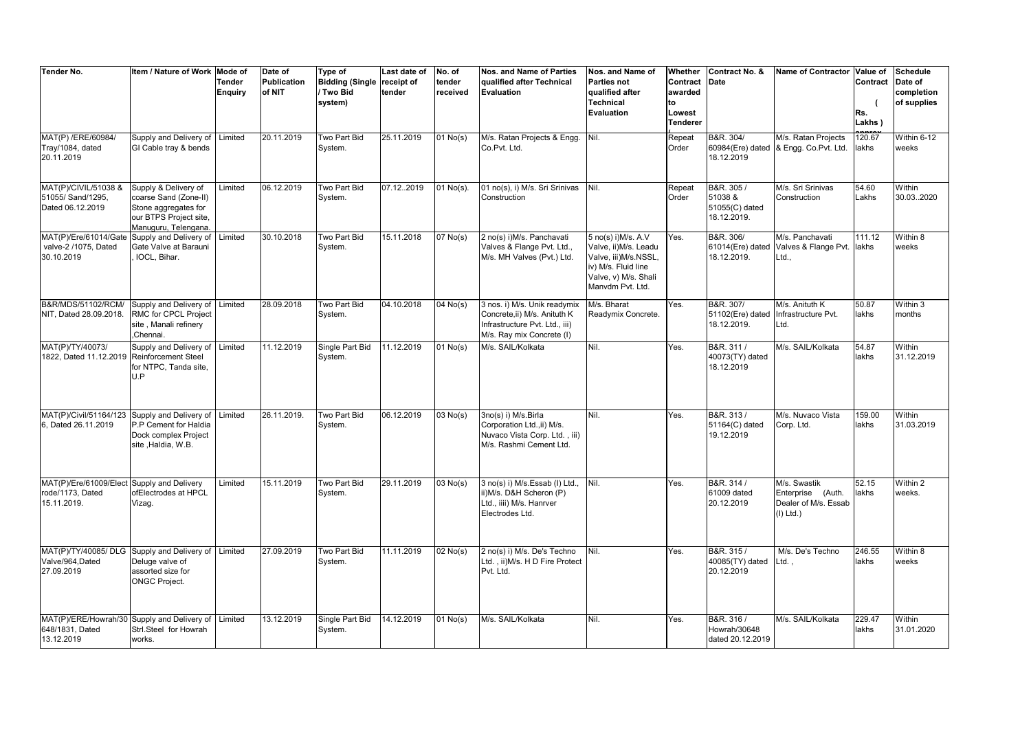| Tender No. | Item / Nature of Work | Mode of Tender Enquiry | Date of Publication of NIT | Type of Bidding (Single / Two Bid system) | Last date of receipt of tender | No. of tender received | Nos. and Name of Parties qualified after Technical Evaluation | Nos. and Name of Parties not qualified after Technical Evaluation | Whether Contract awarded to Lowest Tenderer | Contract No. & Date | Name of Contractor | Value of Contract ( Rs. Lakhs ) approx | Schedule Date of completion of supplies |
|---|---|---|---|---|---|---|---|---|---|---|---|---|---|
| MAT(P) /ERE/60984/ Tray/1084, dated 20.11.2019 | Supply and Delivery of GI Cable tray & bends | Limited | 20.11.2019 | Two Part Bid System. | 25.11.2019 | 01 No(s) | M/s. Ratan Projects & Engg. Co.Pvt. Ltd. | Nil. | Repeat Order | B&R. 304/ 60984(Ere) dated 18.12.2019 | M/s. Ratan Projects & Engg. Co.Pvt. Ltd. | 120.67 lakhs | Within 6-12 weeks |
| MAT(P)/CIVIL/51038 & 51055/ Sand/1295, Dated 06.12.2019 | Supply & Delivery of coarse Sand (Zone-II) Stone aggregates for our BTPS Project site, Manuguru, Telengana. | Limited | 06.12.2019 | Two Part Bid System. | 07.12..2019 | 01 No(s). | 01 no(s), i) M/s. Sri Srinivas Construction | Nil. | Repeat Order | B&R. 305 / 51038 & 51055(C) dated 18.12.2019. | M/s. Sri Srinivas Construction | 54.60 Lakhs | Within 30.03..2020 |
| MAT(P)/Ere/61014/Gate valve-2 /1075, Dated 30.10.2019 | Supply and Delivery of Gate Valve at Barauni , IOCL, Bihar. | Limited | 30.10.2018 | Two Part Bid System. | 15.11.2018 | 07 No(s) | 2 no(s) i)M/s. Panchavati Valves & Flange Pvt. Ltd., M/s. MH Valves (Pvt.) Ltd. | 5 no(s) i)M/s. A.V Valve, ii)M/s. Leadu Valve, iii)M/s.NSSL, iv) M/s. Fluid line Valve, v) M/s. Shali Manvdm Pvt. Ltd. | Yes. | B&R. 306/ 61014(Ere) dated 18.12.2019. | M/s. Panchavati Valves & Flange Pvt. Ltd., | 111.12 lakhs | Within 8 weeks |
| B&R/MDS/51102/RCM/ NIT, Dated 28.09.2018. | Supply and Delivery of RMC for CPCL Project site , Manali refinery ,Chennai. | Limited | 28.09.2018 | Two Part Bid System. | 04.10.2018 | 04 No(s) | 3 nos. i) M/s. Unik readymix Concrete,ii) M/s. Anituth K Infrastructure Pvt. Ltd., iii) M/s. Ray mix Concrete (I) | M/s. Bharat Readymix Concrete. | Yes. | B&R. 307/ 51102(Ere) dated 18.12.2019. | M/s. Anituth K Infrastructure Pvt. Ltd. | 50.87 lakhs | Within 3 months |
| MAT(P)/TY/40073/ 1822, Dated 11.12.2019 | Supply and Delivery of Reinforcement Steel for NTPC, Tanda site, U.P | Limited | 11.12.2019 | Single Part Bid System. | 11.12.2019 | 01 No(s) | M/s. SAIL/Kolkata | Nil. | Yes. | B&R. 311 / 40073(TY) dated 18.12.2019 | M/s. SAIL/Kolkata | 54.87 lakhs | Within 31.12.2019 |
| MAT(P)/Civil/51164/1236, Dated 26.11.2019 | Supply and Delivery of P.P Cement for Haldia Dock complex Project site ,Haldia, W.B. | Limited | 26.11.2019. | Two Part Bid System. | 06.12.2019 | 03 No(s) | 3no(s) i) M/s.Birla Corporation Ltd.,ii) M/s. Nuvaco Vista Corp. Ltd. , iii) M/s. Rashmi Cement Ltd. | Nil. | Yes. | B&R. 313 / 51164(C) dated 19.12.2019 | M/s. Nuvaco Vista Corp. Ltd. | 159.00 lakhs | Within 31.03.2019 |
| MAT(P)/Ere/61009/Electrode/1173, Dated 15.11.2019. | Supply and Delivery ofElectrodes at HPCL Vizag. | Limited | 15.11.2019 | Two Part Bid System. | 29.11.2019 | 03 No(s) | 3 no(s) i) M/s.Essab (I) Ltd., ii)M/s. D&H Scheron (P) Ltd., iiii) M/s. Hanrver Electrodes Ltd. | Nil. | Yes. | B&R. 314 / 61009 dated 20.12.2019 | M/s. Swastik Enterprise (Auth. Dealer of M/s. Essab (I) Ltd.) | 52.15 lakhs | Within 2 weeks. |
| MAT(P)/TY/40085/ DLG Valve/964,Dated 27.09.2019 | Supply and Delivery of Deluge valve of assorted size for ONGC Project. | Limited | 27.09.2019 | Two Part Bid System. | 11.11.2019 | 02 No(s) | 2 no(s) i) M/s. De's Techno Ltd. , ii)M/s. H D Fire Protect Pvt. Ltd. | Nil. | Yes. | B&R. 315 / 40085(TY) dated 20.12.2019 | M/s. De's Techno Ltd. , | 246.55 lakhs | Within 8 weeks |
| MAT(P)/ERE/Howrah/30648/1831, Dated 13.12.2019 | Supply and Delivery of Strl.Steel for Howrah works. | Limited | 13.12.2019 | Single Part Bid System. | 14.12.2019 | 01 No(s) | M/s. SAIL/Kolkata | Nil. | Yes. | B&R. 316 / Howrah/30648 dated 20.12.2019 | M/s. SAIL/Kolkata | 229.47 lakhs | Within 31.01.2020 |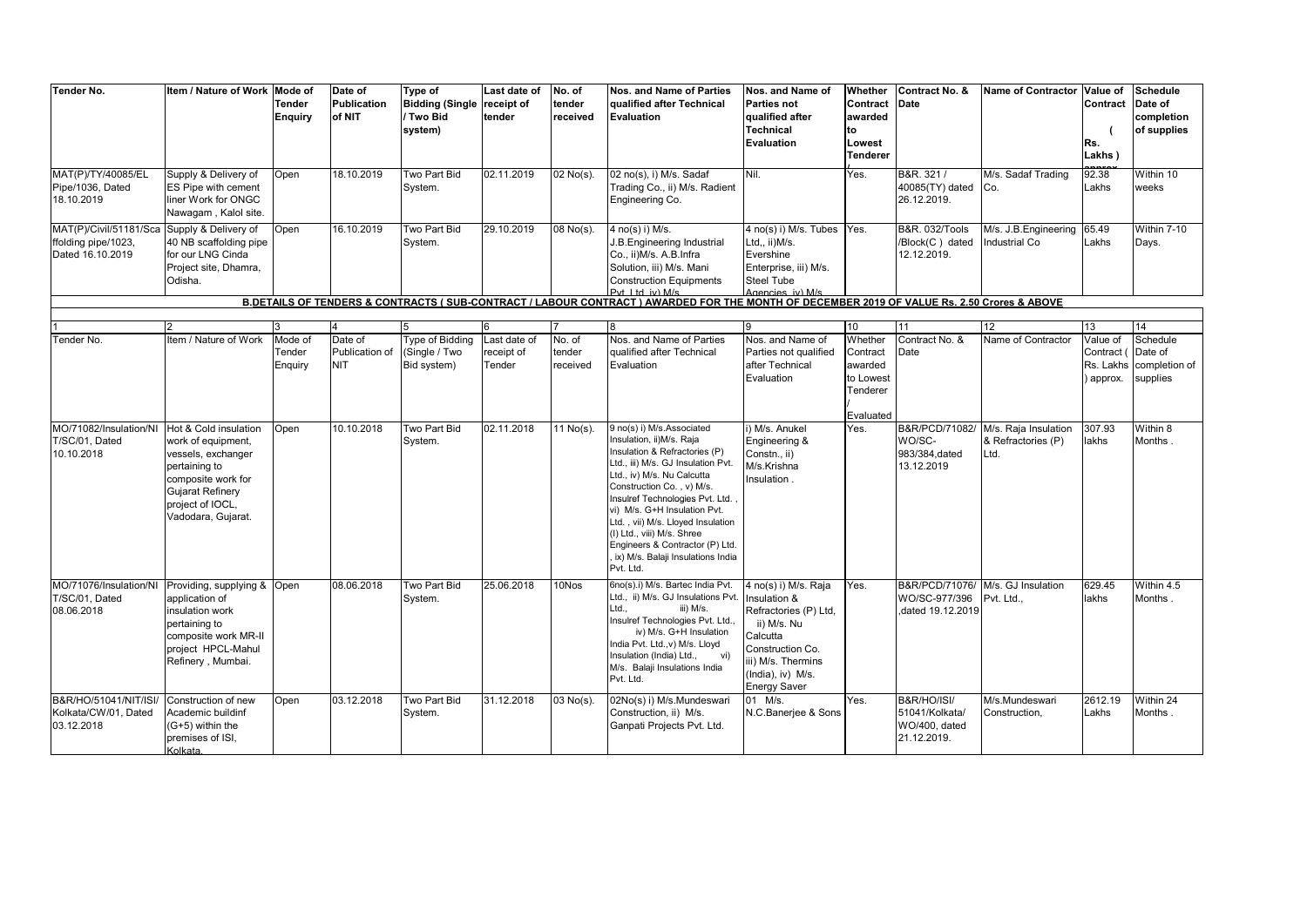| Tender No. | Item / Nature of Work | Mode of Tender Enquiry | Date of Publication of NIT | Type of Bidding (Single / Two Bid system) | Last date of receipt of tender | No. of tender received | Nos. and Name of Parties qualified after Technical Evaluation | Nos. and Name of Parties not qualified after Technical Evaluation | Whether Contract awarded to Lowest Tenderer | Contract No. & Date | Name of Contractor | Value of Contract ( Rs. Lakhs ) approx | Schedule Date of completion of supplies |
|---|---|---|---|---|---|---|---|---|---|---|---|---|---|
| MAT(P)/TY/40085/EL Pipe/1036, Dated 18.10.2019 | Supply & Delivery of ES Pipe with cement liner Work for ONGC Nawagam , Kalol site. | Open | 18.10.2019 | Two Part Bid System. | 02.11.2019 | 02 No(s). | 02 no(s), i) M/s. Sadaf Trading Co., ii) M/s. Radient Engineering Co. | Nil. | Yes. | B&R. 321 / 40085(TY) dated 26.12.2019. | M/s. Sadaf Trading Co. | 92.38 Lakhs | Within 10 weeks |
| MAT(P)/Civil/51181/Scaffolding pipe/1023, Dated 16.10.2019 | Supply & Delivery of 40 NB scaffolding pipe for our LNG Cinda Project site, Dhamra, Odisha. | Open | 16.10.2019 | Two Part Bid System. | 29.10.2019 | 08 No(s). | 4 no(s) i) M/s. J.B.Engineering Industrial Co., ii)M/s. A.B.Infra Solution, iii) M/s. Mani Construction Equipments Pvt. Ltd. iv) M/s. | 4 no(s) i) M/s. Tubes Ltd,, ii)M/s. Evershine Enterprise, iii) M/s. Steel Tube Agencies, iv) M/s. | Yes. | B&R. 032/Tools /Block(C ) dated 12.12.2019. | M/s. J.B.Engineering Industrial Co | 65.49 Lakhs | Within 7-10 Days. |

**B.DETAILS OF TENDERS & CONTRACTS ( SUB-CONTRACT / LABOUR CONTRACT ) AWARDED FOR THE MONTH OF DECEMBER 2019 OF VALUE Rs. 2.50 Crores & ABOVE**

| 1 | 2 | 3 | 4 | 5 | 6 | 7 | 8 | 9 | 10 | 11 | 12 | 13 | 14 |
|---|---|---|---|---|---|---|---|---|---|---|---|---|---|
| Tender No. | Item / Nature of Work | Mode of Tender Enquiry | Date of Publication of NIT | Type of Bidding (Single / Two Bid system) | Last date of receipt of Tender | No. of tender received | Nos. and Name of Parties qualified after Technical Evaluation | Nos. and Name of Parties not qualified after Technical Evaluation | Whether Contract awarded to Lowest Tenderer / Evaluated | Contract No. & Date | Name of Contractor | Value of Contract ( Rs. Lakhs ) approx. | Schedule Date of completion of supplies |
| MO/71082/Insulation/NIT/SC/01, Dated 10.10.2018 | Hot & Cold insulation work of equipment, vessels, exchanger pertaining to composite work for Gujarat Refinery project of IOCL, Vadodara, Gujarat. | Open | 10.10.2018 | Two Part Bid System. | 02.11.2018 | 11 No(s). | 9 no(s) i) M/s.Associated Insulation, ii)M/s. Raja Insulation & Refractories (P) Ltd., iii) M/s. GJ Insulation Pvt. Ltd., iv) M/s. Nu Calcutta Construction Co. , v) M/s. Insulref Technologies Pvt. Ltd. , vi) M/s. G+H Insulation Pvt. Ltd. , vii) M/s. Lloyed Insulation (I) Ltd., viii) M/s. Shree Engineers & Contractor (P) Ltd. , ix) M/s. Balaji Insulations India Pvt. Ltd. | i) M/s. Anukel Engineering & Constn., ii) M/s.Krishna Insulation . | Yes. | B&R/PCD/71082/WO/SC-983/384,dated 13.12.2019 | M/s. Raja Insulation & Refractories (P) Ltd. | 307.93 lakhs | Within 8 Months . |
| MO/71076/Insulation/NIT/SC/01, Dated 08.06.2018 | Providing, supplying & application of insulation work pertaining to composite work MR-II project HPCL-Mahul Refinery , Mumbai. | Open | 08.06.2018 | Two Part Bid System. | 25.06.2018 | 10Nos | 6no(s).i) M/s. Bartec India Pvt. Ltd., ii) M/s. GJ Insulations Pvt. Ltd., iii) M/s. Insulref Technologies Pvt. Ltd., iv) M/s. G+H Insulation India Pvt. Ltd.,v) M/s. Lloyd Insulation (India) Ltd., vi) M/s. Balaji Insulations India Pvt. Ltd. | 4 no(s) i) M/s. Raja Insulation & Refractories (P) Ltd, ii) M/s. Nu Calcutta Construction Co. iii) M/s. Thermins (India), iv) M/s. Energy Saver | Yes. | B&R/PCD/71076/WO/SC-977/396 ,dated 19.12.2019 | M/s. GJ Insulation Pvt. Ltd., | 629.45 lakhs | Within 4.5 Months . |
| B&R/HO/51041/NIT/ISI/Kolkata/CW/01, Dated 03.12.2018 | Construction of new Academic buildinf (G+5) within the premises of ISI, Kolkata. | Open | 03.12.2018 | Two Part Bid System. | 31.12.2018 | 03 No(s). | 02No(s) i) M/s.Mundeswari Construction, ii) M/s. Ganpati Projects Pvt. Ltd. | 01 M/s. N.C.Banerjee & Sons | Yes. | B&R/HO/ISI/51041/Kolkata/WO/400, dated 21.12.2019. | M/s.Mundeswari Construction, | 2612.19 Lakhs | Within 24 Months . |